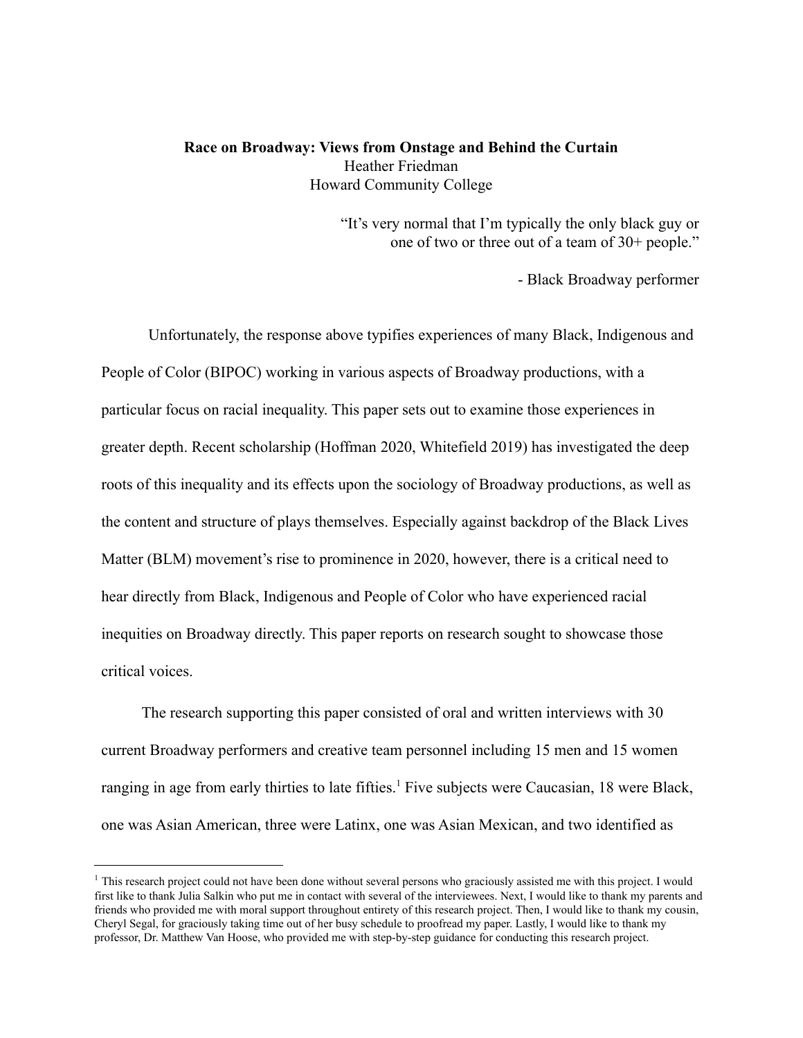**Race on Broadway: Views from Onstage and Behind the Curtain**

Heather Friedman

Howard Community College

> "It's very normal that I'm typically the only black guy or one of two or three out of a team of 30+ people."
>
> \- Black Broadway performer

Unfortunately, the response above typifies experiences of many Black, Indigenous and People of Color (BIPOC) working in various aspects of Broadway productions, with a particular focus on racial inequality. This paper sets out to examine those experiences in greater depth. Recent scholarship (Hoffman 2020, Whitefield 2019) has investigated the deep roots of this inequality and its effects upon the sociology of Broadway productions, as well as the content and structure of plays themselves. Especially against backdrop of the Black Lives Matter (BLM) movement's rise to prominence in 2020, however, there is a critical need to hear directly from Black, Indigenous and People of Color who have experienced racial inequities on Broadway directly. This paper reports on research sought to showcase those critical voices.

The research supporting this paper consisted of oral and written interviews with 30 current Broadway performers and creative team personnel including 15 men and 15 women ranging in age from early thirties to late fifties.[1] Five subjects were Caucasian, 18 were Black, one was Asian American, three were Latinx, one was Asian Mexican, and two identified as

---

[1] This research project could not have been done without several persons who graciously assisted me with this project. I would first like to thank Julia Salkin who put me in contact with several of the interviewees. Next, I would like to thank my parents and friends who provided me with moral support throughout entirety of this research project. Then, I would like to thank my cousin, Cheryl Segal, for graciously taking time out of her busy schedule to proofread my paper. Lastly, I would like to thank my professor, Dr. Matthew Van Hoose, who provided me with step-by-step guidance for conducting this research project.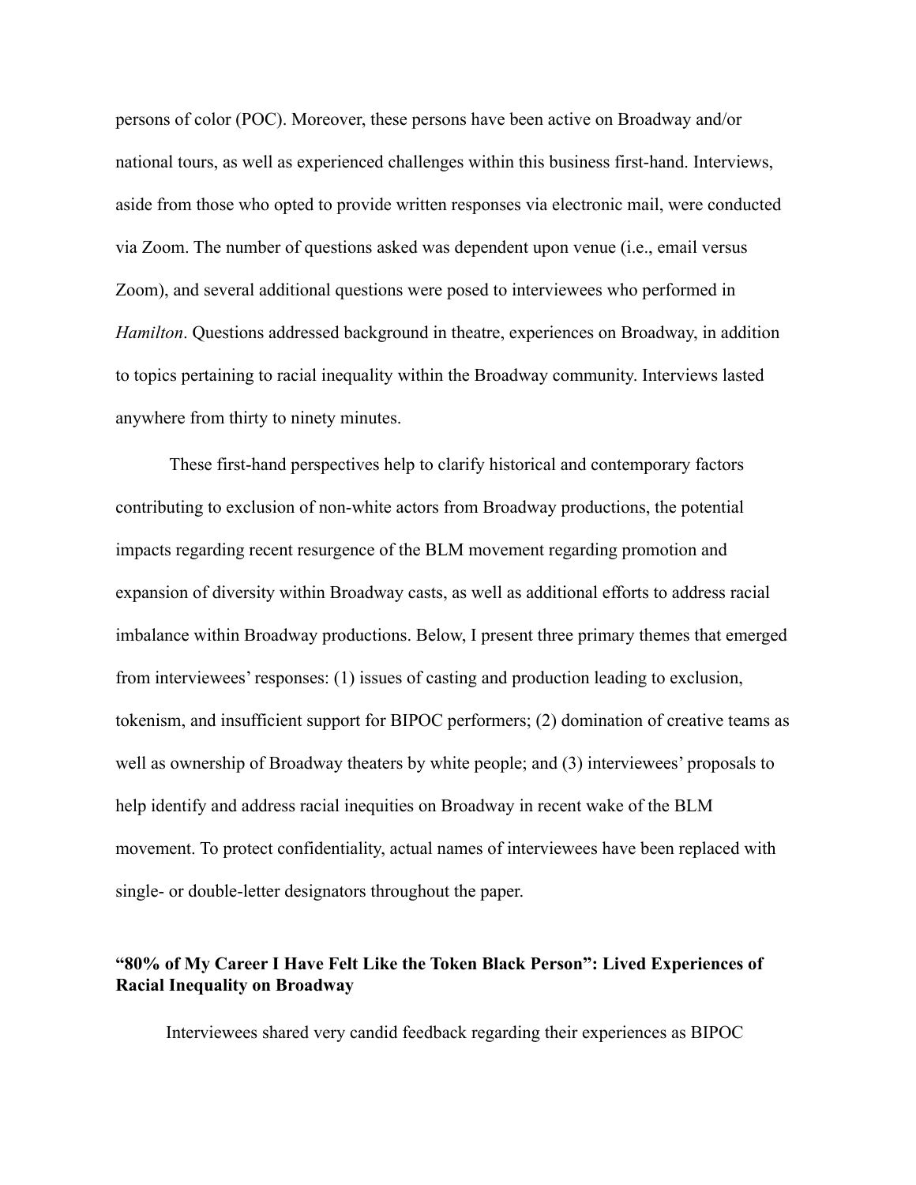persons of color (POC). Moreover, these persons have been active on Broadway and/or national tours, as well as experienced challenges within this business first-hand. Interviews, aside from those who opted to provide written responses via electronic mail, were conducted via Zoom. The number of questions asked was dependent upon venue (i.e., email versus Zoom), and several additional questions were posed to interviewees who performed in *Hamilton*. Questions addressed background in theatre, experiences on Broadway, in addition to topics pertaining to racial inequality within the Broadway community. Interviews lasted anywhere from thirty to ninety minutes.

These first-hand perspectives help to clarify historical and contemporary factors contributing to exclusion of non-white actors from Broadway productions, the potential impacts regarding recent resurgence of the BLM movement regarding promotion and expansion of diversity within Broadway casts, as well as additional efforts to address racial imbalance within Broadway productions. Below, I present three primary themes that emerged from interviewees' responses: (1) issues of casting and production leading to exclusion, tokenism, and insufficient support for BIPOC performers; (2) domination of creative teams as well as ownership of Broadway theaters by white people; and (3) interviewees' proposals to help identify and address racial inequities on Broadway in recent wake of the BLM movement. To protect confidentiality, actual names of interviewees have been replaced with single- or double-letter designators throughout the paper.

### "80% of My Career I Have Felt Like the Token Black Person": Lived Experiences of Racial Inequality on Broadway

Interviewees shared very candid feedback regarding their experiences as BIPOC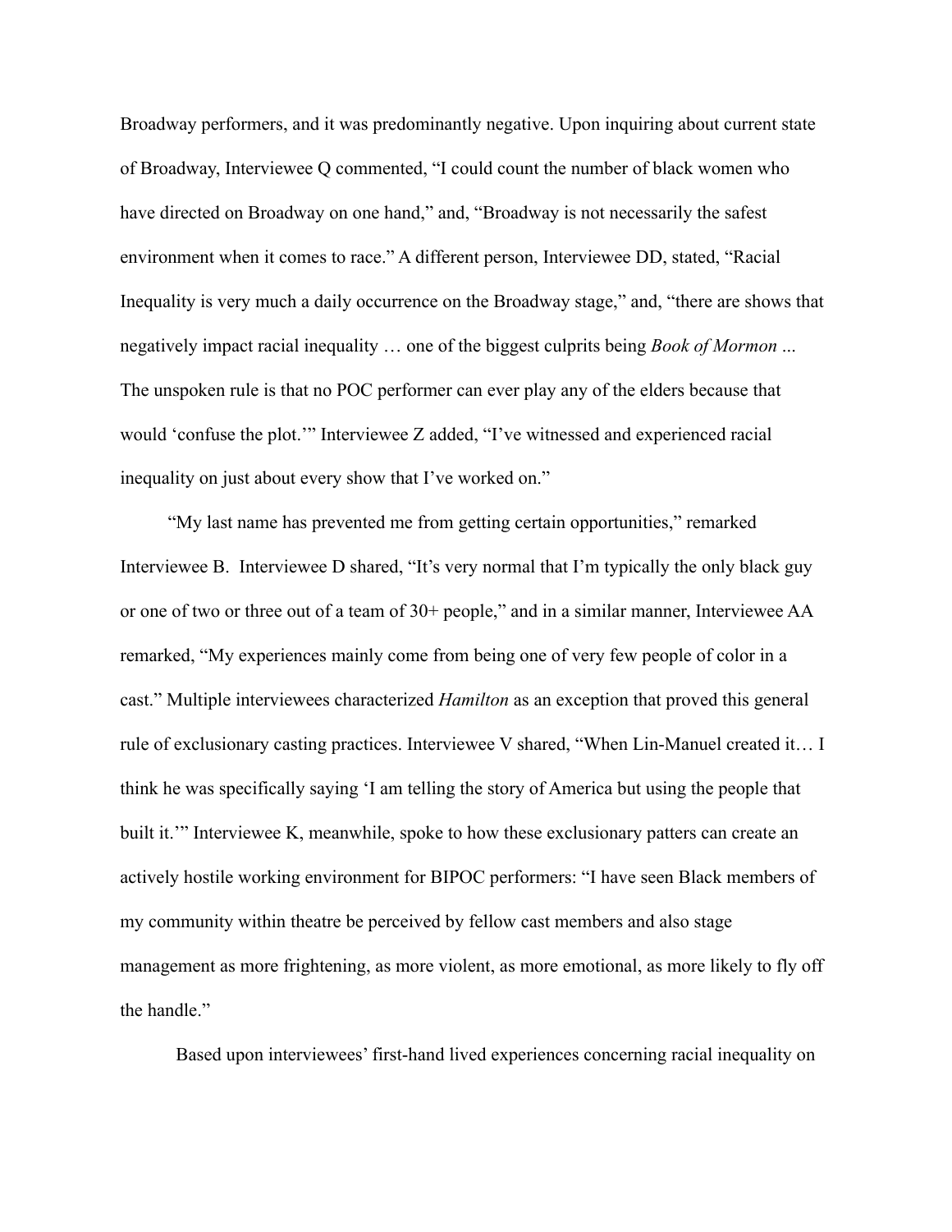Broadway performers, and it was predominantly negative. Upon inquiring about current state of Broadway, Interviewee Q commented, "I could count the number of black women who have directed on Broadway on one hand," and, "Broadway is not necessarily the safest environment when it comes to race." A different person, Interviewee DD, stated, "Racial Inequality is very much a daily occurrence on the Broadway stage," and, "there are shows that negatively impact racial inequality … one of the biggest culprits being *Book of Mormon* ... The unspoken rule is that no POC performer can ever play any of the elders because that would 'confuse the plot.'" Interviewee Z added, "I've witnessed and experienced racial inequality on just about every show that I've worked on."

"My last name has prevented me from getting certain opportunities," remarked Interviewee B. Interviewee D shared, "It's very normal that I'm typically the only black guy or one of two or three out of a team of 30+ people," and in a similar manner, Interviewee AA remarked, "My experiences mainly come from being one of very few people of color in a cast." Multiple interviewees characterized *Hamilton* as an exception that proved this general rule of exclusionary casting practices. Interviewee V shared, "When Lin-Manuel created it… I think he was specifically saying 'I am telling the story of America but using the people that built it.'" Interviewee K, meanwhile, spoke to how these exclusionary patters can create an actively hostile working environment for BIPOC performers: "I have seen Black members of my community within theatre be perceived by fellow cast members and also stage management as more frightening, as more violent, as more emotional, as more likely to fly off the handle."

Based upon interviewees' first-hand lived experiences concerning racial inequality on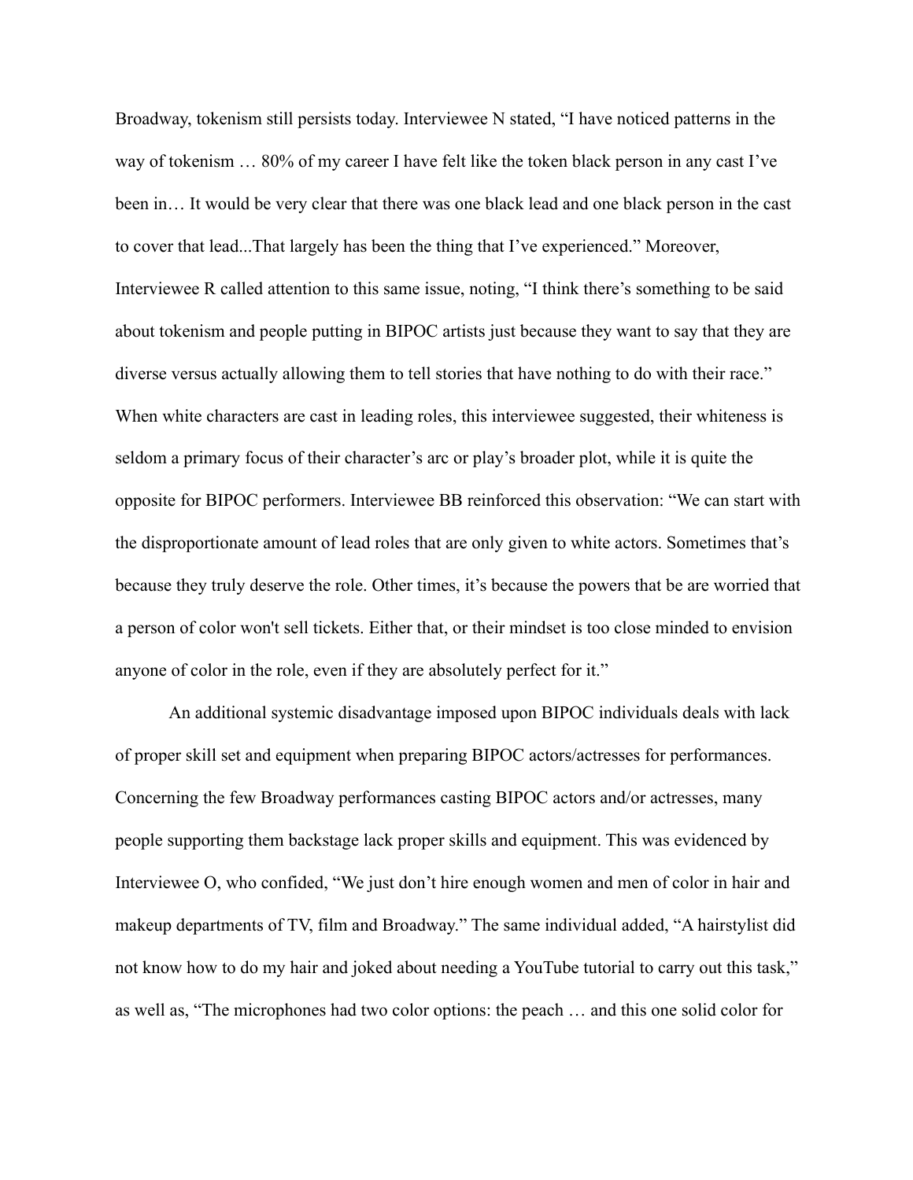Broadway, tokenism still persists today. Interviewee N stated, “I have noticed patterns in the way of tokenism … 80% of my career I have felt like the token black person in any cast I’ve been in… It would be very clear that there was one black lead and one black person in the cast to cover that lead...That largely has been the thing that I’ve experienced.” Moreover, Interviewee R called attention to this same issue, noting, “I think there’s something to be said about tokenism and people putting in BIPOC artists just because they want to say that they are diverse versus actually allowing them to tell stories that have nothing to do with their race.” When white characters are cast in leading roles, this interviewee suggested, their whiteness is seldom a primary focus of their character’s arc or play’s broader plot, while it is quite the opposite for BIPOC performers. Interviewee BB reinforced this observation: “We can start with the disproportionate amount of lead roles that are only given to white actors. Sometimes that’s because they truly deserve the role. Other times, it’s because the powers that be are worried that a person of color won't sell tickets. Either that, or their mindset is too close minded to envision anyone of color in the role, even if they are absolutely perfect for it.”

An additional systemic disadvantage imposed upon BIPOC individuals deals with lack of proper skill set and equipment when preparing BIPOC actors/actresses for performances. Concerning the few Broadway performances casting BIPOC actors and/or actresses, many people supporting them backstage lack proper skills and equipment. This was evidenced by Interviewee O, who confided, “We just don’t hire enough women and men of color in hair and makeup departments of TV, film and Broadway.” The same individual added, “A hairstylist did not know how to do my hair and joked about needing a YouTube tutorial to carry out this task,” as well as, “The microphones had two color options: the peach … and this one solid color for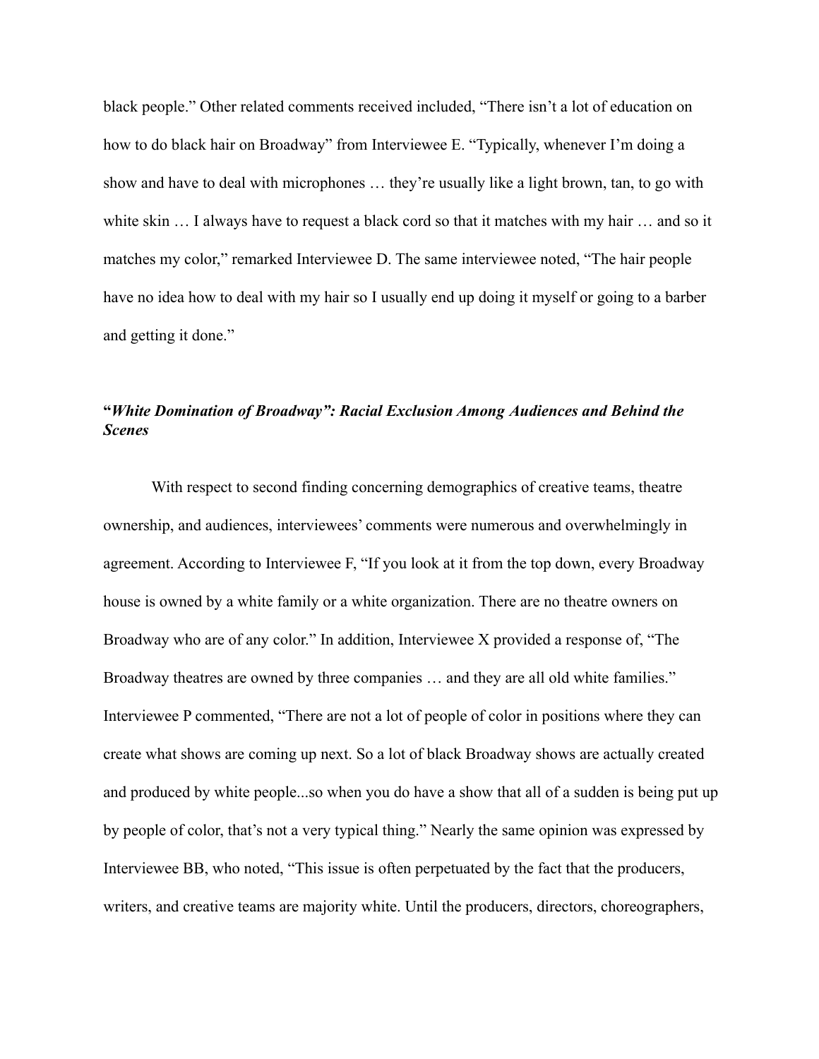black people." Other related comments received included, "There isn't a lot of education on how to do black hair on Broadway" from Interviewee E. "Typically, whenever I'm doing a show and have to deal with microphones … they're usually like a light brown, tan, to go with white skin … I always have to request a black cord so that it matches with my hair … and so it matches my color," remarked Interviewee D. The same interviewee noted, "The hair people have no idea how to deal with my hair so I usually end up doing it myself or going to a barber and getting it done."

### ***"White Domination of Broadway": Racial Exclusion Among Audiences and Behind the Scenes***

With respect to second finding concerning demographics of creative teams, theatre ownership, and audiences, interviewees' comments were numerous and overwhelmingly in agreement. According to Interviewee F, "If you look at it from the top down, every Broadway house is owned by a white family or a white organization. There are no theatre owners on Broadway who are of any color." In addition, Interviewee X provided a response of, "The Broadway theatres are owned by three companies … and they are all old white families." Interviewee P commented, "There are not a lot of people of color in positions where they can create what shows are coming up next. So a lot of black Broadway shows are actually created and produced by white people...so when you do have a show that all of a sudden is being put up by people of color, that's not a very typical thing." Nearly the same opinion was expressed by Interviewee BB, who noted, "This issue is often perpetuated by the fact that the producers, writers, and creative teams are majority white. Until the producers, directors, choreographers,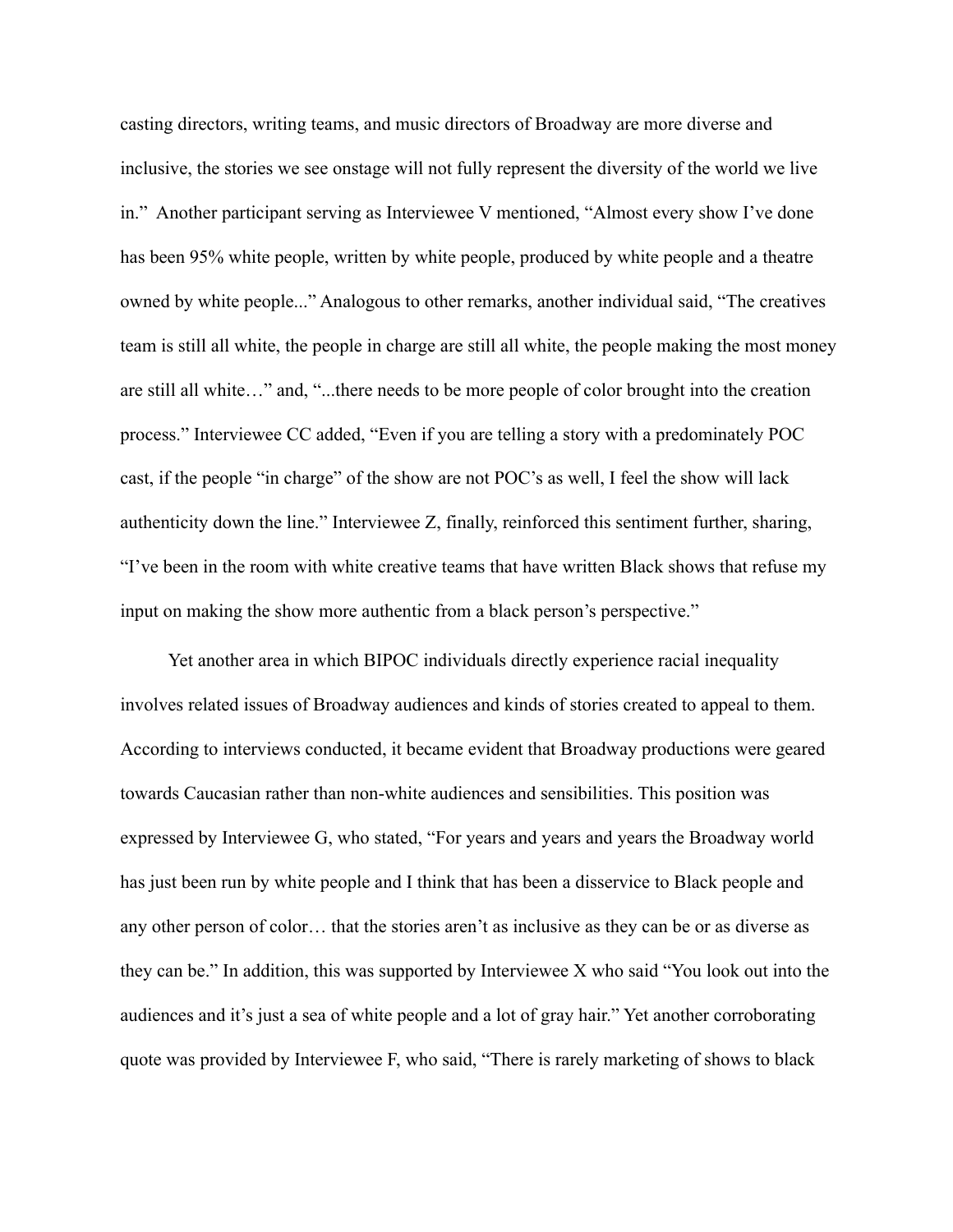casting directors, writing teams, and music directors of Broadway are more diverse and inclusive, the stories we see onstage will not fully represent the diversity of the world we live in." Another participant serving as Interviewee V mentioned, "Almost every show I've done has been 95% white people, written by white people, produced by white people and a theatre owned by white people..." Analogous to other remarks, another individual said, "The creatives team is still all white, the people in charge are still all white, the people making the most money are still all white…" and, "...there needs to be more people of color brought into the creation process." Interviewee CC added, "Even if you are telling a story with a predominately POC cast, if the people "in charge" of the show are not POC's as well, I feel the show will lack authenticity down the line." Interviewee Z, finally, reinforced this sentiment further, sharing, "I've been in the room with white creative teams that have written Black shows that refuse my input on making the show more authentic from a black person's perspective."

Yet another area in which BIPOC individuals directly experience racial inequality involves related issues of Broadway audiences and kinds of stories created to appeal to them. According to interviews conducted, it became evident that Broadway productions were geared towards Caucasian rather than non-white audiences and sensibilities. This position was expressed by Interviewee G, who stated, "For years and years and years the Broadway world has just been run by white people and I think that has been a disservice to Black people and any other person of color… that the stories aren't as inclusive as they can be or as diverse as they can be." In addition, this was supported by Interviewee X who said "You look out into the audiences and it's just a sea of white people and a lot of gray hair." Yet another corroborating quote was provided by Interviewee F, who said, "There is rarely marketing of shows to black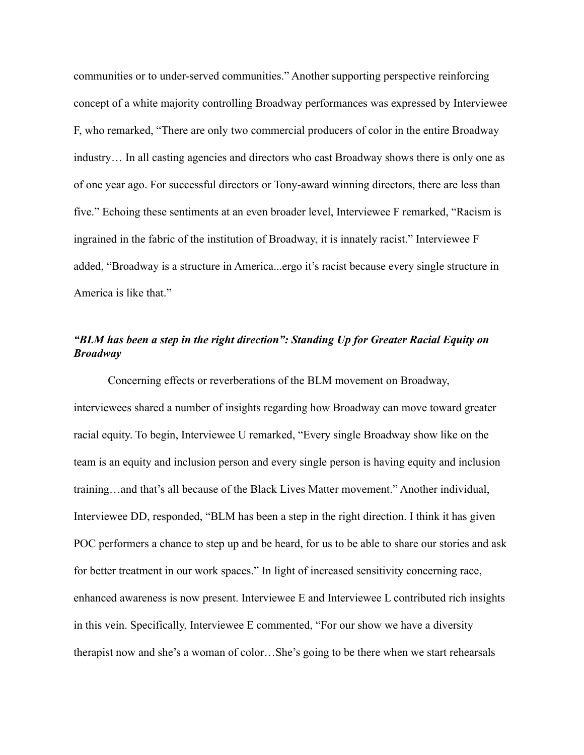communities or to under-served communities." Another supporting perspective reinforcing concept of a white majority controlling Broadway performances was expressed by Interviewee F, who remarked, "There are only two commercial producers of color in the entire Broadway industry… In all casting agencies and directors who cast Broadway shows there is only one as of one year ago. For successful directors or Tony-award winning directors, there are less than five." Echoing these sentiments at an even broader level, Interviewee F remarked, "Racism is ingrained in the fabric of the institution of Broadway, it is innately racist." Interviewee F added, "Broadway is a structure in America...ergo it's racist because every single structure in America is like that."

### *"BLM has been a step in the right direction": Standing Up for Greater Racial Equity on Broadway*

Concerning effects or reverberations of the BLM movement on Broadway, interviewees shared a number of insights regarding how Broadway can move toward greater racial equity. To begin, Interviewee U remarked, "Every single Broadway show like on the team is an equity and inclusion person and every single person is having equity and inclusion training…and that's all because of the Black Lives Matter movement." Another individual, Interviewee DD, responded, "BLM has been a step in the right direction. I think it has given POC performers a chance to step up and be heard, for us to be able to share our stories and ask for better treatment in our work spaces." In light of increased sensitivity concerning race, enhanced awareness is now present. Interviewee E and Interviewee L contributed rich insights in this vein. Specifically, Interviewee E commented, "For our show we have a diversity therapist now and she's a woman of color…She's going to be there when we start rehearsals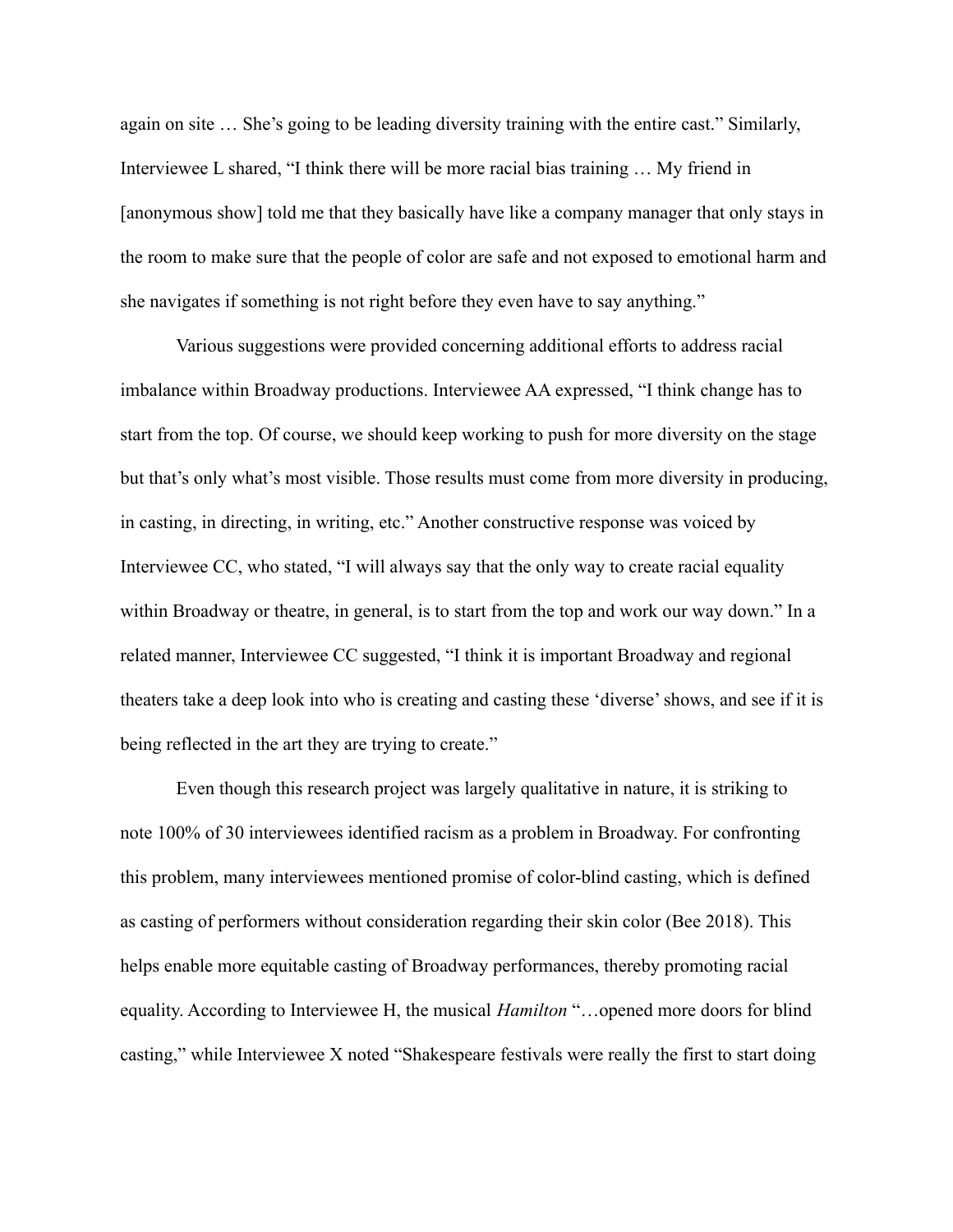again on site … She's going to be leading diversity training with the entire cast." Similarly, Interviewee L shared, "I think there will be more racial bias training … My friend in [anonymous show] told me that they basically have like a company manager that only stays in the room to make sure that the people of color are safe and not exposed to emotional harm and she navigates if something is not right before they even have to say anything."

Various suggestions were provided concerning additional efforts to address racial imbalance within Broadway productions. Interviewee AA expressed, "I think change has to start from the top. Of course, we should keep working to push for more diversity on the stage but that's only what's most visible. Those results must come from more diversity in producing, in casting, in directing, in writing, etc." Another constructive response was voiced by Interviewee CC, who stated, "I will always say that the only way to create racial equality within Broadway or theatre, in general, is to start from the top and work our way down." In a related manner, Interviewee CC suggested, "I think it is important Broadway and regional theaters take a deep look into who is creating and casting these 'diverse' shows, and see if it is being reflected in the art they are trying to create."

Even though this research project was largely qualitative in nature, it is striking to note 100% of 30 interviewees identified racism as a problem in Broadway. For confronting this problem, many interviewees mentioned promise of color-blind casting, which is defined as casting of performers without consideration regarding their skin color (Bee 2018). This helps enable more equitable casting of Broadway performances, thereby promoting racial equality. According to Interviewee H, the musical *Hamilton* "…opened more doors for blind casting," while Interviewee X noted "Shakespeare festivals were really the first to start doing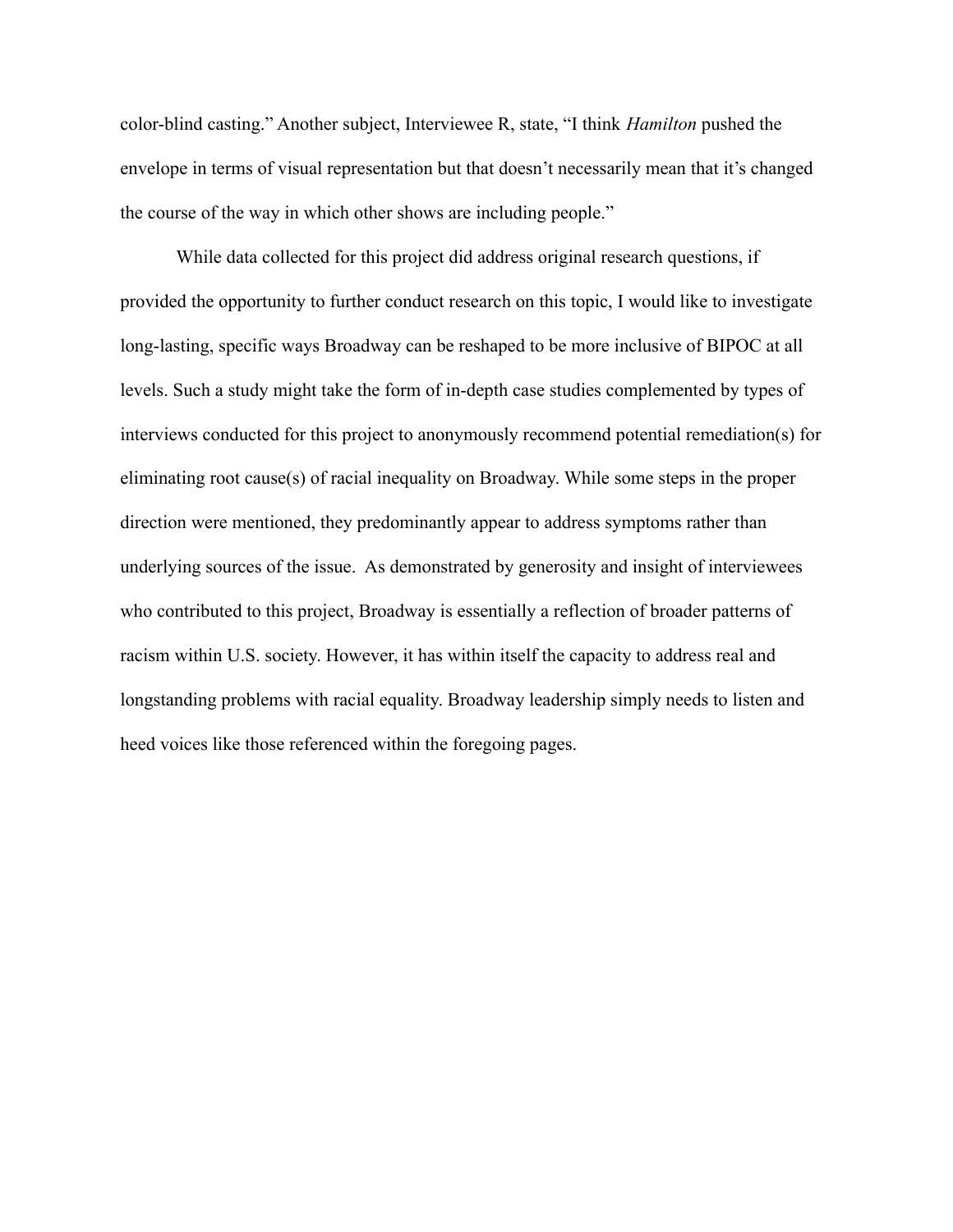color-blind casting.” Another subject, Interviewee R, state, “I think *Hamilton* pushed the envelope in terms of visual representation but that doesn’t necessarily mean that it’s changed the course of the way in which other shows are including people.”

While data collected for this project did address original research questions, if provided the opportunity to further conduct research on this topic, I would like to investigate long-lasting, specific ways Broadway can be reshaped to be more inclusive of BIPOC at all levels. Such a study might take the form of in-depth case studies complemented by types of interviews conducted for this project to anonymously recommend potential remediation(s) for eliminating root cause(s) of racial inequality on Broadway. While some steps in the proper direction were mentioned, they predominantly appear to address symptoms rather than underlying sources of the issue. As demonstrated by generosity and insight of interviewees who contributed to this project, Broadway is essentially a reflection of broader patterns of racism within U.S. society. However, it has within itself the capacity to address real and longstanding problems with racial equality. Broadway leadership simply needs to listen and heed voices like those referenced within the foregoing pages.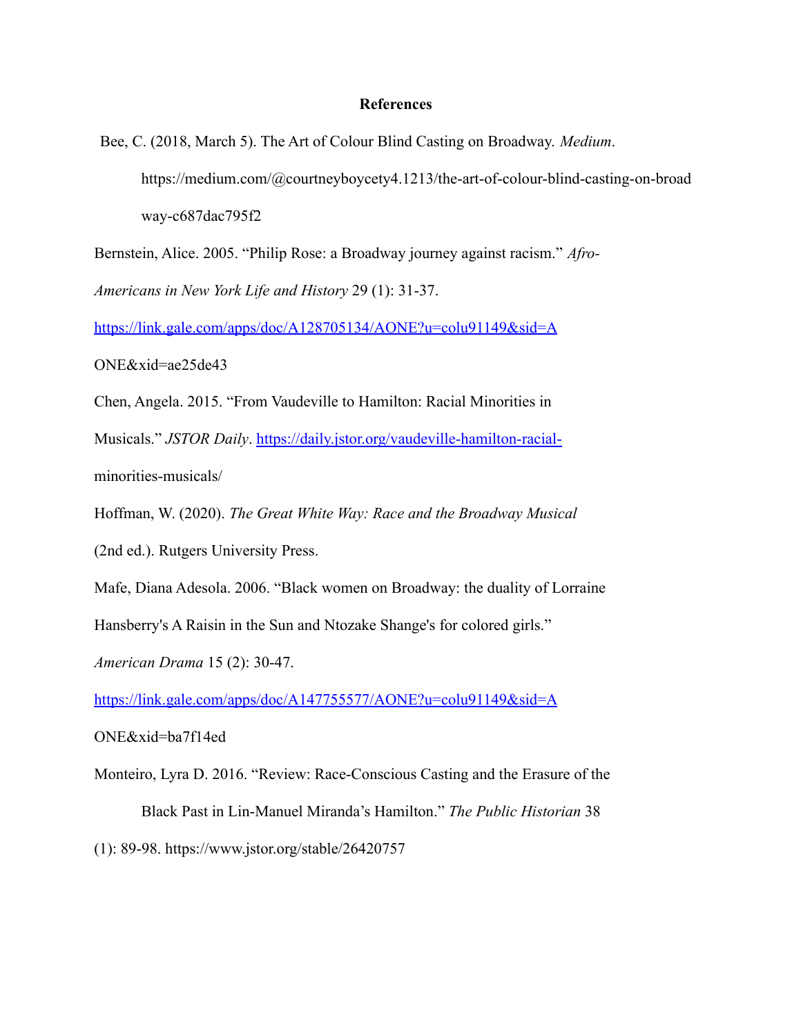**References**

Bee, C. (2018, March 5). The Art of Colour Blind Casting on Broadway. *Medium*. https://medium.com/@courtneyboycety4.1213/the-art-of-colour-blind-casting-on-broadway-c687dac795f2

Bernstein, Alice. 2005. "Philip Rose: a Broadway journey against racism." *Afro-Americans in New York Life and History* 29 (1): 31-37. https://link.gale.com/apps/doc/A128705134/AONE?u=colu91149&sid=AONE&xid=ae25de43

Chen, Angela. 2015. "From Vaudeville to Hamilton: Racial Minorities in Musicals." *JSTOR Daily*. https://daily.jstor.org/vaudeville-hamilton-racial-minorities-musicals/

Hoffman, W. (2020). *The Great White Way: Race and the Broadway Musical* (2nd ed.). Rutgers University Press.

Mafe, Diana Adesola. 2006. "Black women on Broadway: the duality of Lorraine Hansberry's A Raisin in the Sun and Ntozake Shange's for colored girls." *American Drama* 15 (2): 30-47. https://link.gale.com/apps/doc/A147755577/AONE?u=colu91149&sid=AONE&xid=ba7f14ed

Monteiro, Lyra D. 2016. "Review: Race-Conscious Casting and the Erasure of the Black Past in Lin-Manuel Miranda's Hamilton." *The Public Historian* 38 (1): 89-98. https://www.jstor.org/stable/26420757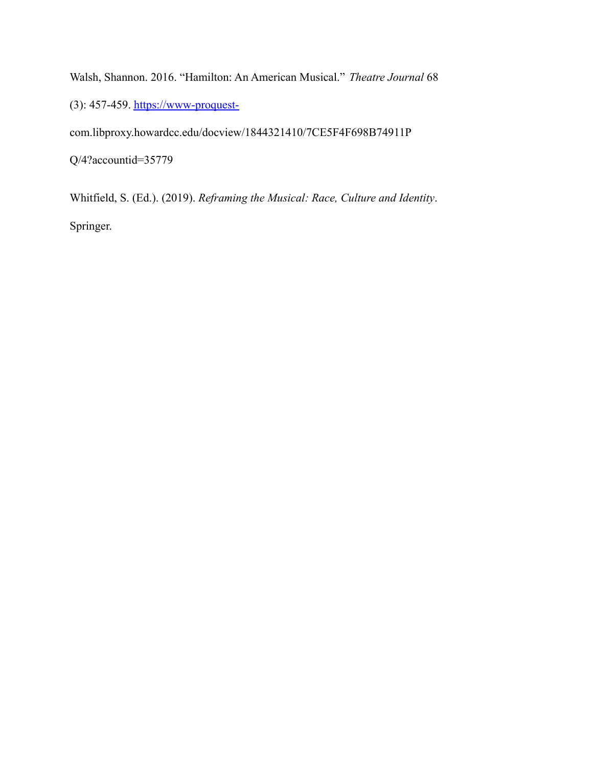Walsh, Shannon. 2016. "Hamilton: An American Musical." *Theatre Journal* 68 (3): 457-459. https://www-proquest-com.libproxy.howardcc.edu/docview/1844321410/7CE5F4F698B74911PQ/4?accountid=35779

Whitfield, S. (Ed.). (2019). *Reframing the Musical: Race, Culture and Identity*. Springer.